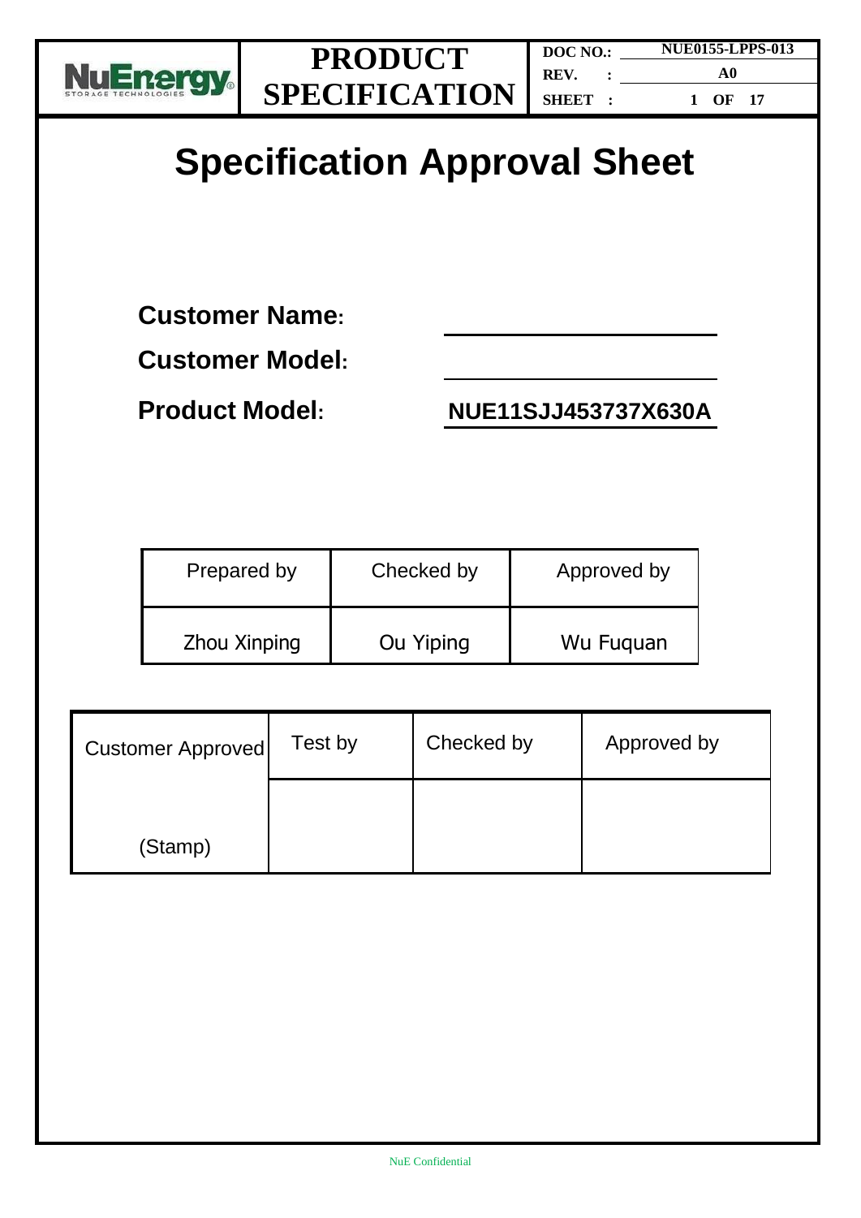| NuEnergy STORAGE TECHNOLOGIES | PRODUCT SPECIFICATION | DOC NO.: NUE0155-LPPS-013 REV. : A0 |
|---|---|---|

# Specification Approval Sheet

**Customer Name:** ____________________

**Customer Model:** ____________________

**Product Model:** **NUE11SJJ453737X630A**

| Prepared by | Checked by | Approved by |
|---|---|---|
| Zhou Xinping | Ou Yiping | Wu Fuquan |

| Customer Approved | Test by | Checked by | Approved by |
|---|---|---|---|
| (Stamp) | | | |

NuE Confidential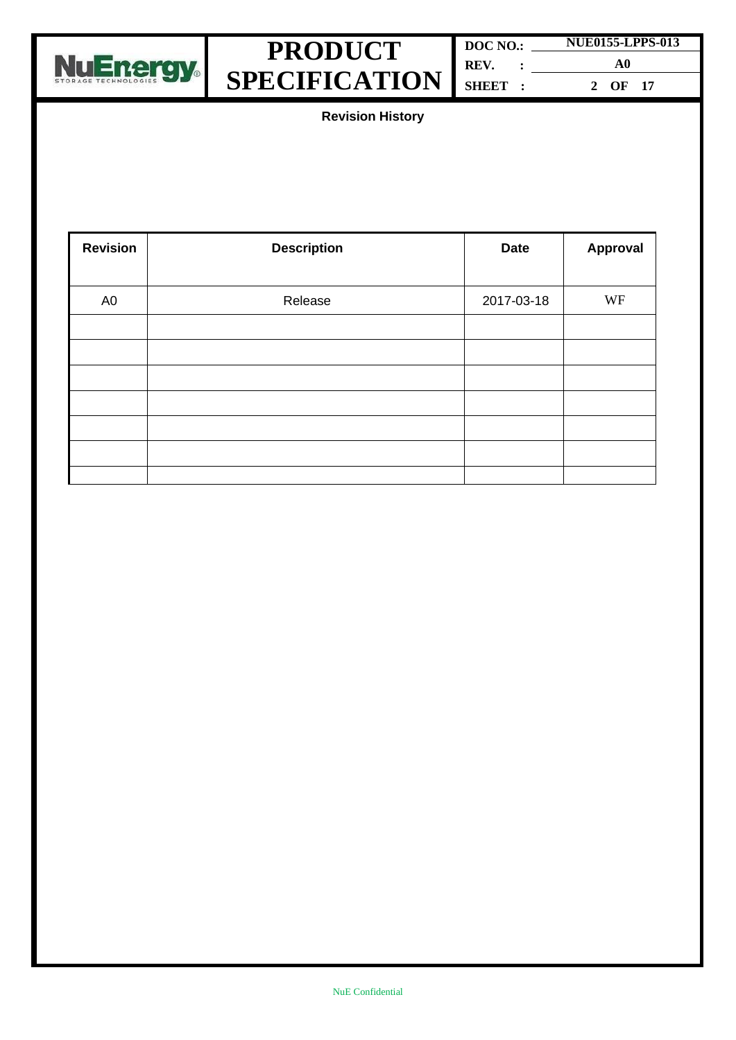## Revision History

| Revision | Description | Date | Approval |
|---|---|---|---|
| A0 | Release | 2017-03-18 | WF |
| | | | |
| | | | |
| | | | |
| | | | |
| | | | |
| | | | |
| | | | |

NuE Confidential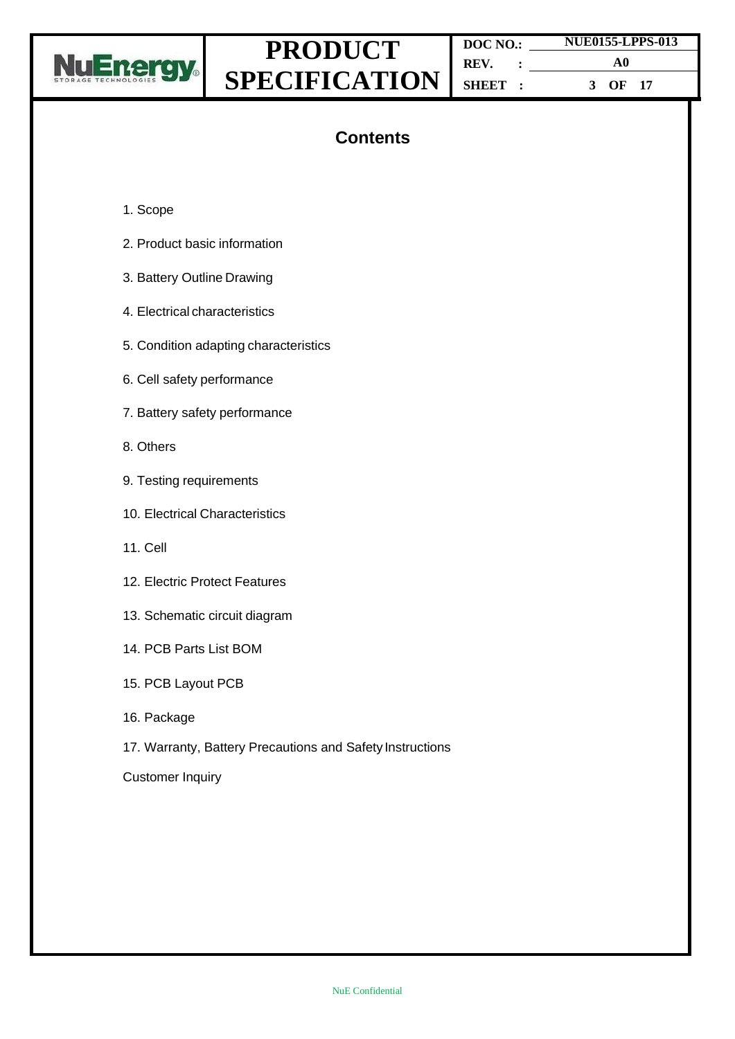# Contents

1. Scope
2. Product basic information
3. Battery Outline Drawing
4. Electrical characteristics
5. Condition adapting characteristics
6. Cell safety performance
7. Battery safety performance
8. Others
9. Testing requirements
10. Electrical Characteristics
11. Cell
12. Electric Protect Features
13. Schematic circuit diagram
14. PCB Parts List BOM
15. PCB Layout PCB
16. Package
17. Warranty, Battery Precautions and Safety Instructions

Customer Inquiry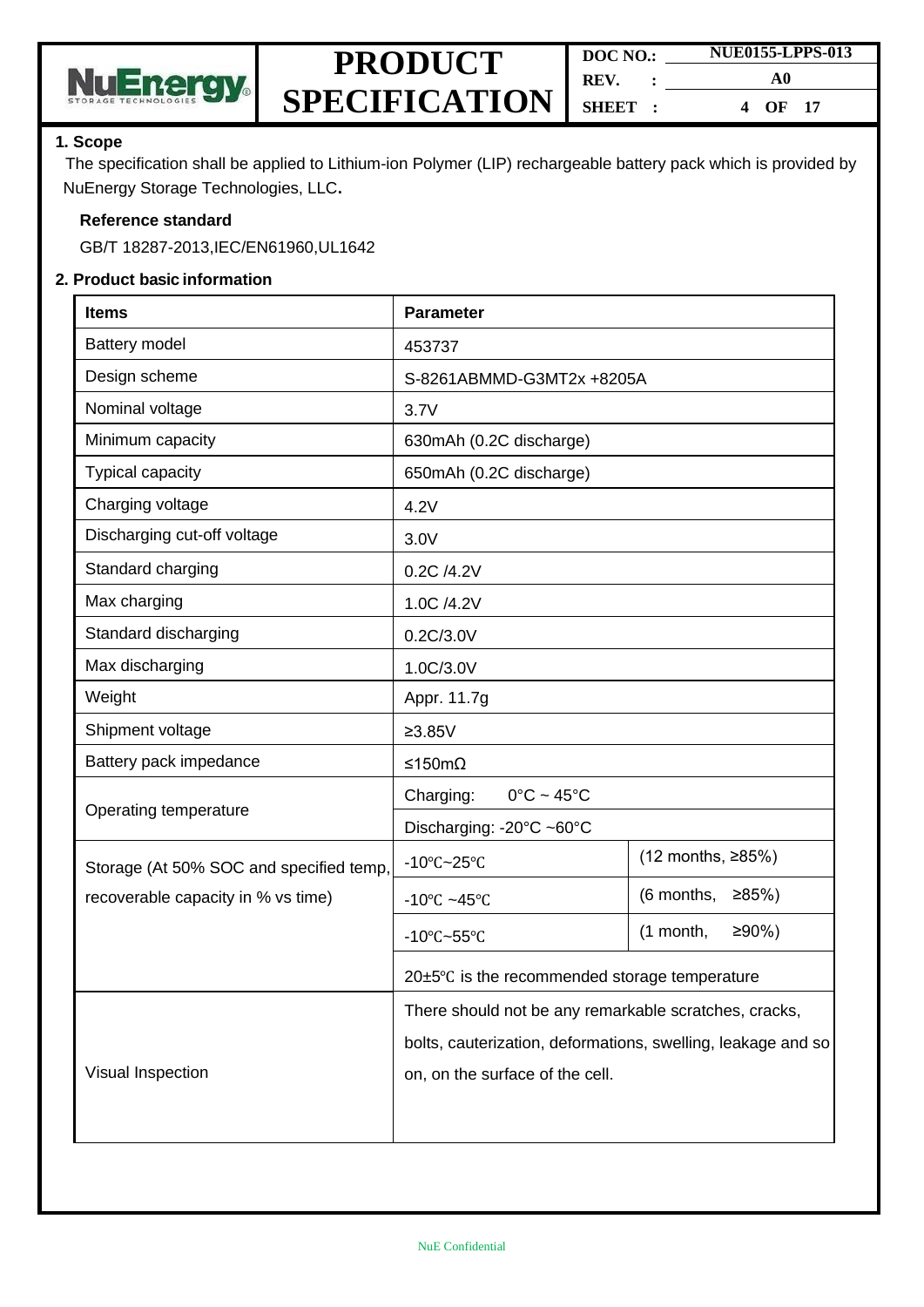## 1. Scope

The specification shall be applied to Lithium-ion Polymer (LIP) rechargeable battery pack which is provided by NuEnergy Storage Technologies, LLC.

**Reference standard**

GB/T 18287-2013,IEC/EN61960,UL1642

## 2. Product basic information

| Items | Parameter | |
|---|---|---|
| Battery model | 453737 | |
| Design scheme | S-8261ABMMD-G3MT2x +8205A | |
| Nominal voltage | 3.7V | |
| Minimum capacity | 630mAh (0.2C discharge) | |
| Typical capacity | 650mAh (0.2C discharge) | |
| Charging voltage | 4.2V | |
| Discharging cut-off voltage | 3.0V | |
| Standard charging | 0.2C /4.2V | |
| Max charging | 1.0C /4.2V | |
| Standard discharging | 0.2C/3.0V | |
| Max discharging | 1.0C/3.0V | |
| Weight | Appr. 11.7g | |
| Shipment voltage | ≥3.85V | |
| Battery pack impedance | ≤150mΩ | |
| Operating temperature | Charging: 0°C ~ 45°C | |
| | Discharging: -20°C ~60°C | |
| Storage (At 50% SOC and specified temp, recoverable capacity in % vs time) | -10℃~25℃ | (12 months, ≥85%) |
| | -10℃ ~45℃ | (6 months, ≥85%) |
| | -10℃~55℃ | (1 month, ≥90%) |
| | 20±5℃ is the recommended storage temperature | |
| Visual Inspection | There should not be any remarkable scratches, cracks, bolts, cauterization, deformations, swelling, leakage and so on, on the surface of the cell. | |

NuE Confidential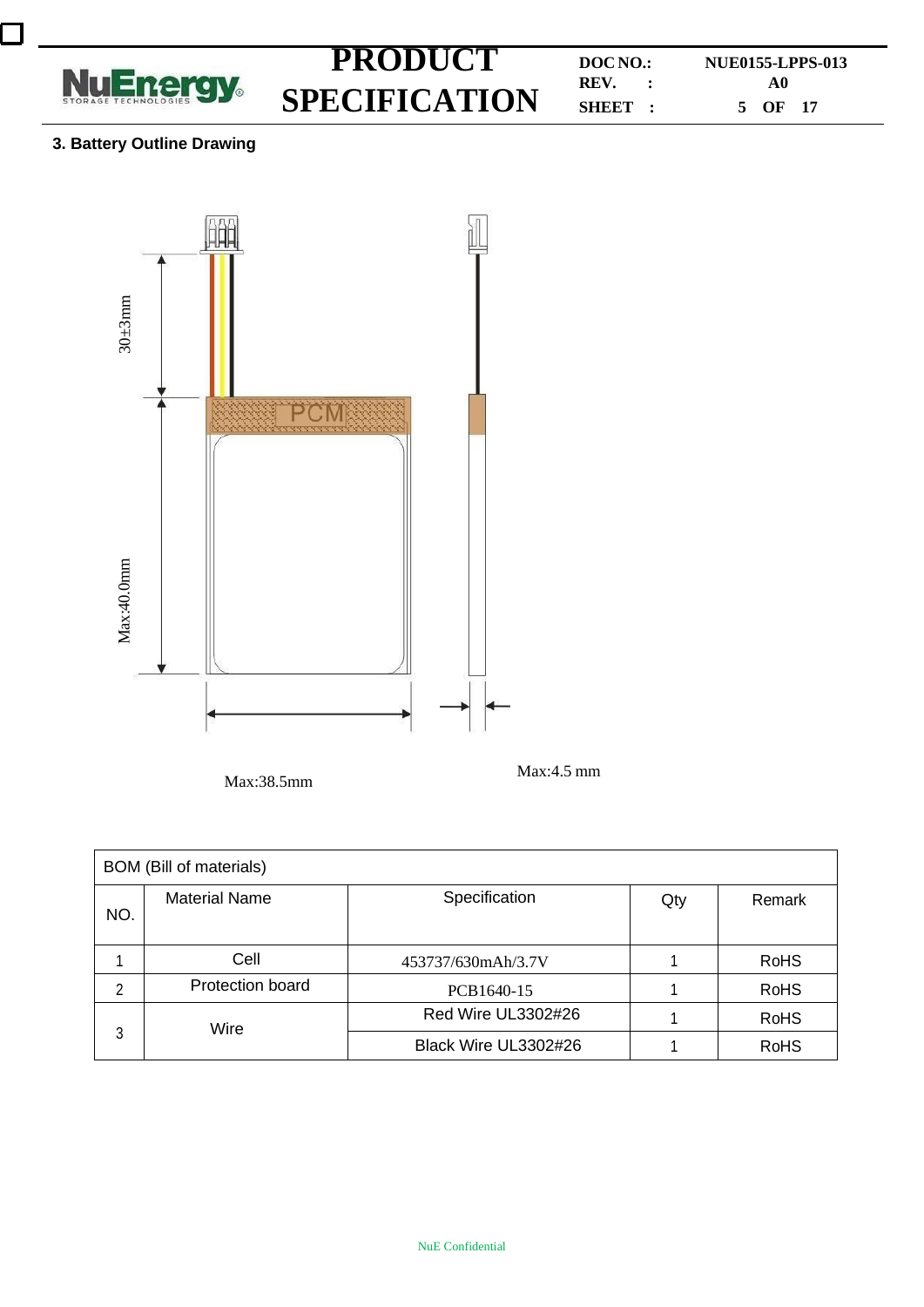### 3. Battery Outline Drawing

30±3mm

PCM

Max:40.0mm

Max:38.5mm

Max:4.5 mm

| BOM (Bill of materials) | | | | |
|---|---|---|---|---|
| NO. | Material Name | Specification | Qty | Remark |
| 1 | Cell | 453737/630mAh/3.7V | 1 | RoHS |
| 2 | Protection board | PCB1640-15 | 1 | RoHS |
| 3 | Wire | Red Wire UL3302#26 | 1 | RoHS |
| | | Black Wire UL3302#26 | 1 | RoHS |

NuE Confidential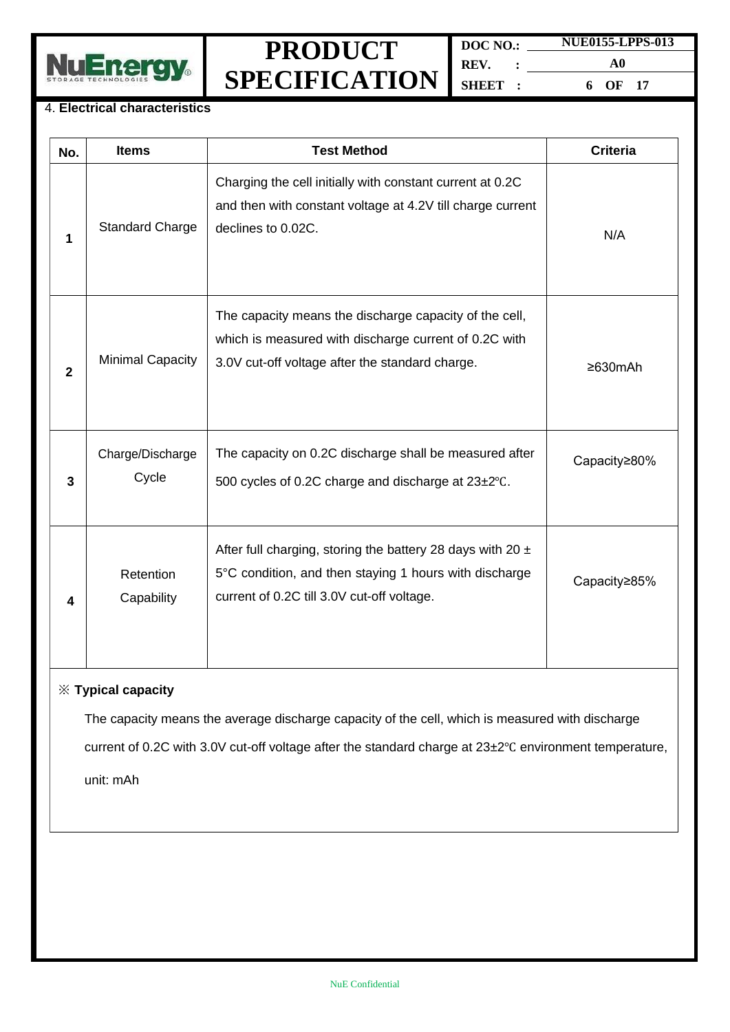4. **Electrical characteristics**

| No. | Items | Test Method | Criteria |
|---|---|---|---|
| 1 | Standard Charge | Charging the cell initially with constant current at 0.2C and then with constant voltage at 4.2V till charge current declines to 0.02C. | N/A |
| 2 | Minimal Capacity | The capacity means the discharge capacity of the cell, which is measured with discharge current of 0.2C with 3.0V cut-off voltage after the standard charge. | ≥630mAh |
| 3 | Charge/Discharge Cycle | The capacity on 0.2C discharge shall be measured after 500 cycles of 0.2C charge and discharge at 23±2℃. | Capacity≥80% |
| 4 | Retention Capability | After full charging, storing the battery 28 days with 20 ± 5°C condition, and then staying 1 hours with discharge current of 0.2C till 3.0V cut-off voltage. | Capacity≥85% |

※ **Typical capacity**

The capacity means the average discharge capacity of the cell, which is measured with discharge current of 0.2C with 3.0V cut-off voltage after the standard charge at 23±2℃ environment temperature, unit: mAh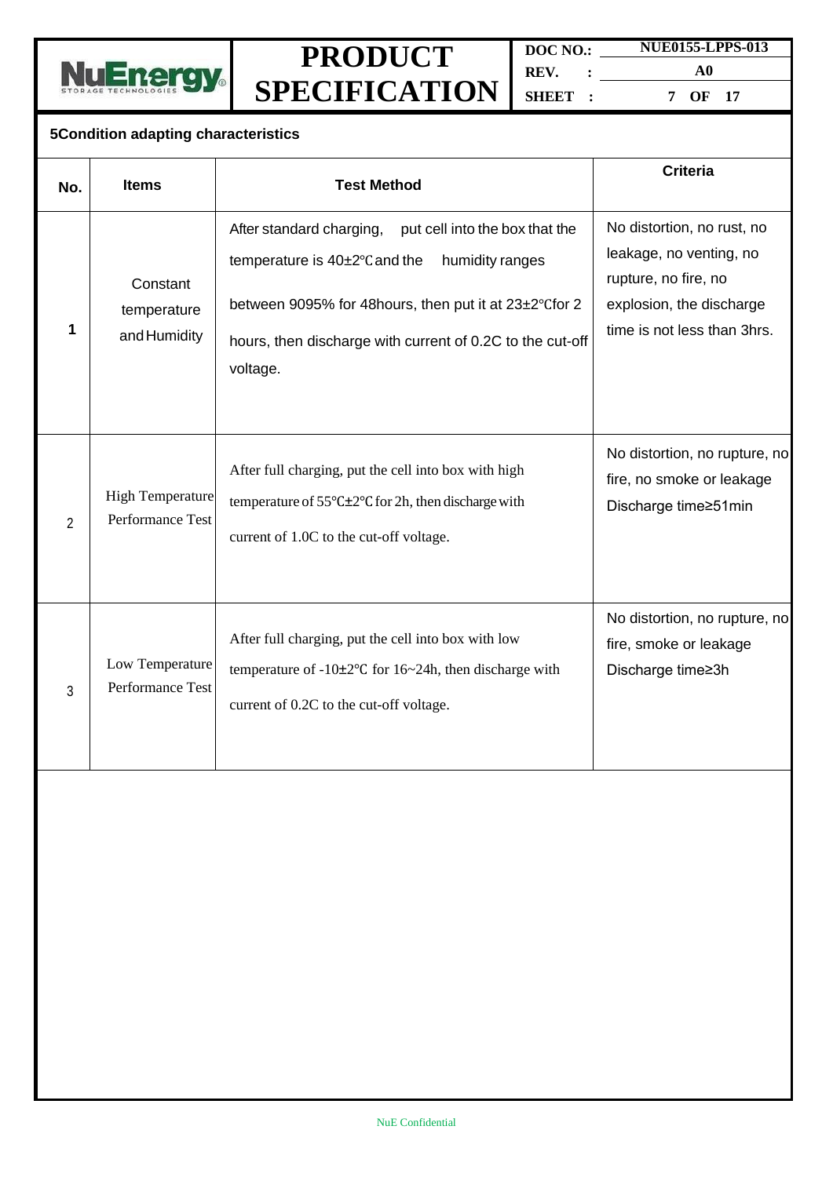## 5Condition adapting characteristics

| No. | Items | Test Method | Criteria |
|---|---|---|---|
| 1 | Constant temperature and Humidity | After standard charging, put cell into the box that the temperature is 40±2℃and the humidity ranges between 9095% for 48hours, then put it at 23±2℃for 2 hours, then discharge with current of 0.2C to the cut-off voltage. | No distortion, no rust, no leakage, no venting, no rupture, no fire, no explosion, the discharge time is not less than 3hrs. |
| 2 | High Temperature Performance Test | After full charging, put the cell into box with high temperature of 55℃±2℃ for 2h, then discharge with current of 1.0C to the cut-off voltage. | No distortion, no rupture, no fire, no smoke or leakage Discharge time≥51min |
| 3 | Low Temperature Performance Test | After full charging, put the cell into box with low temperature of -10±2℃ for 16~24h, then discharge with current of 0.2C to the cut-off voltage. | No distortion, no rupture, no fire, smoke or leakage Discharge time≥3h |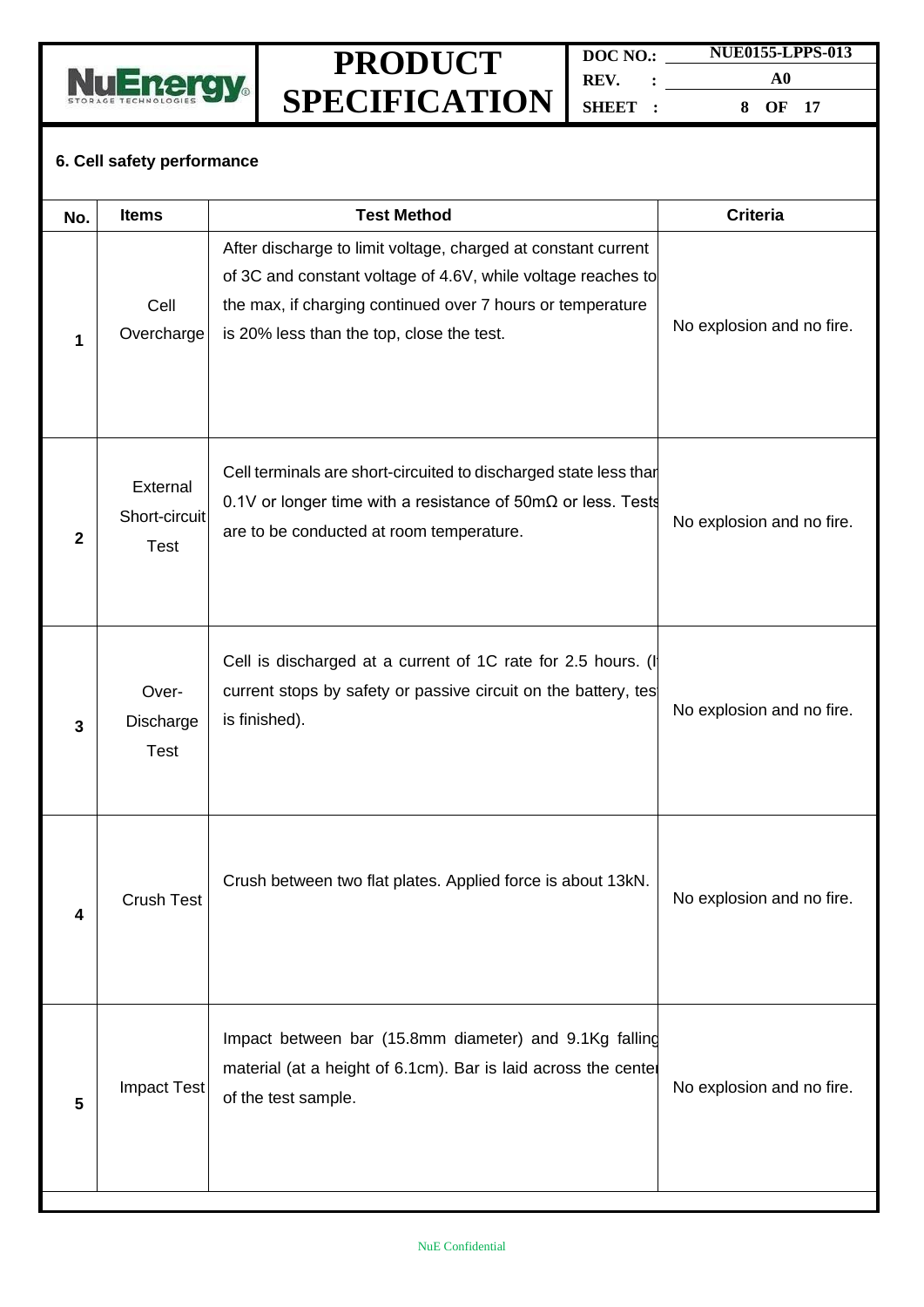## 6. Cell safety performance

| No. | Items | Test Method | Criteria |
|---|---|---|---|
| 1 | Cell Overcharge | After discharge to limit voltage, charged at constant current of 3C and constant voltage of 4.6V, while voltage reaches to the max, if charging continued over 7 hours or temperature is 20% less than the top, close the test. | No explosion and no fire. |
| 2 | External Short-circuit Test | Cell terminals are short-circuited to discharged state less than 0.1V or longer time with a resistance of 50mΩ or less. Tests are to be conducted at room temperature. | No explosion and no fire. |
| 3 | Over-Discharge Test | Cell is discharged at a current of 1C rate for 2.5 hours. (If current stops by safety or passive circuit on the battery, test is finished). | No explosion and no fire. |
| 4 | Crush Test | Crush between two flat plates. Applied force is about 13kN. | No explosion and no fire. |
| 5 | Impact Test | Impact between bar (15.8mm diameter) and 9.1Kg falling material (at a height of 6.1cm). Bar is laid across the center of the test sample. | No explosion and no fire. |

NuE Confidential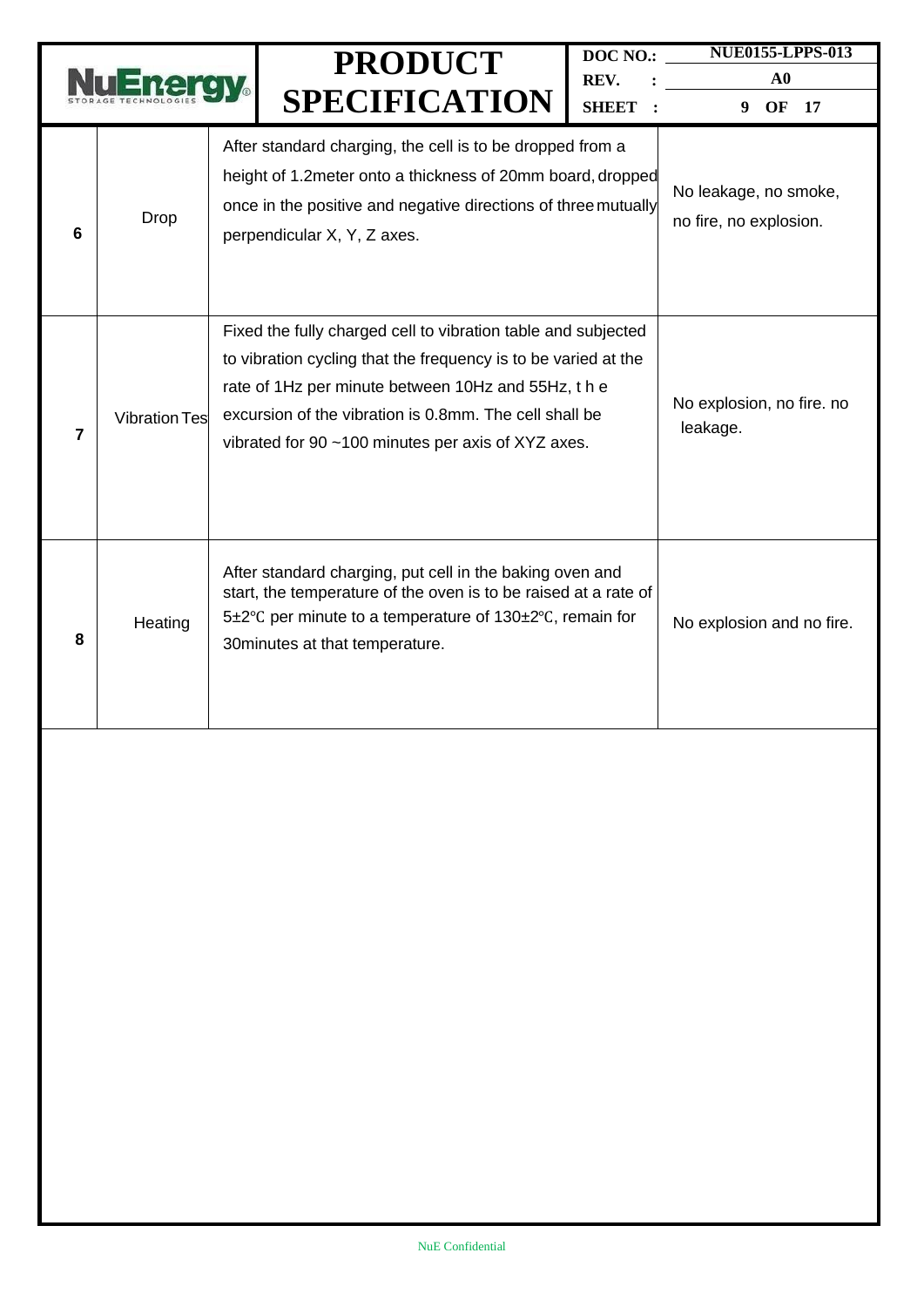| 6 | Drop | After standard charging, the cell is to be dropped from a height of 1.2meter onto a thickness of 20mm board, dropped once in the positive and negative directions of three mutually perpendicular X, Y, Z axes. | No leakage, no smoke, no fire, no explosion. |
|---|---|---|---|
| 7 | Vibration Tes | Fixed the fully charged cell to vibration table and subjected to vibration cycling that the frequency is to be varied at the rate of 1Hz per minute between 10Hz and 55Hz, t h e excursion of the vibration is 0.8mm. The cell shall be vibrated for 90 ~100 minutes per axis of XYZ axes. | No explosion, no fire. no leakage. |
| 8 | Heating | After standard charging, put cell in the baking oven and start, the temperature of the oven is to be raised at a rate of 5±2℃ per minute to a temperature of 130±2℃, remain for 30minutes at that temperature. | No explosion and no fire. |

NuE Confidential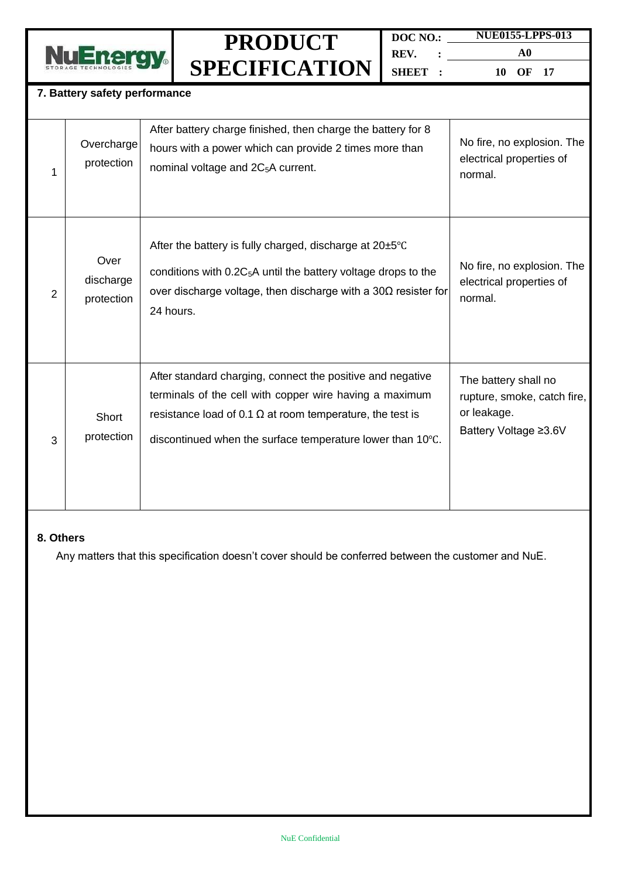## 7. Battery safety performance

| | | | |
|---|---|---|---|
| 1 | Overcharge protection | After battery charge finished, then charge the battery for 8 hours with a power which can provide 2 times more than nominal voltage and $2C_5$A current. | No fire, no explosion. The electrical properties of normal. |
| 2 | Over discharge protection | After the battery is fully charged, discharge at 20±5℃ conditions with $0.2C_5$A until the battery voltage drops to the over discharge voltage, then discharge with a 30Ω resister for 24 hours. | No fire, no explosion. The electrical properties of normal. |
| 3 | Short protection | After standard charging, connect the positive and negative terminals of the cell with copper wire having a maximum resistance load of 0.1 Ω at room temperature, the test is discontinued when the surface temperature lower than 10℃. | The battery shall no rupture, smoke, catch fire, or leakage.<br>Battery Voltage ≥3.6V |

## 8. Others

Any matters that this specification doesn't cover should be conferred between the customer and NuE.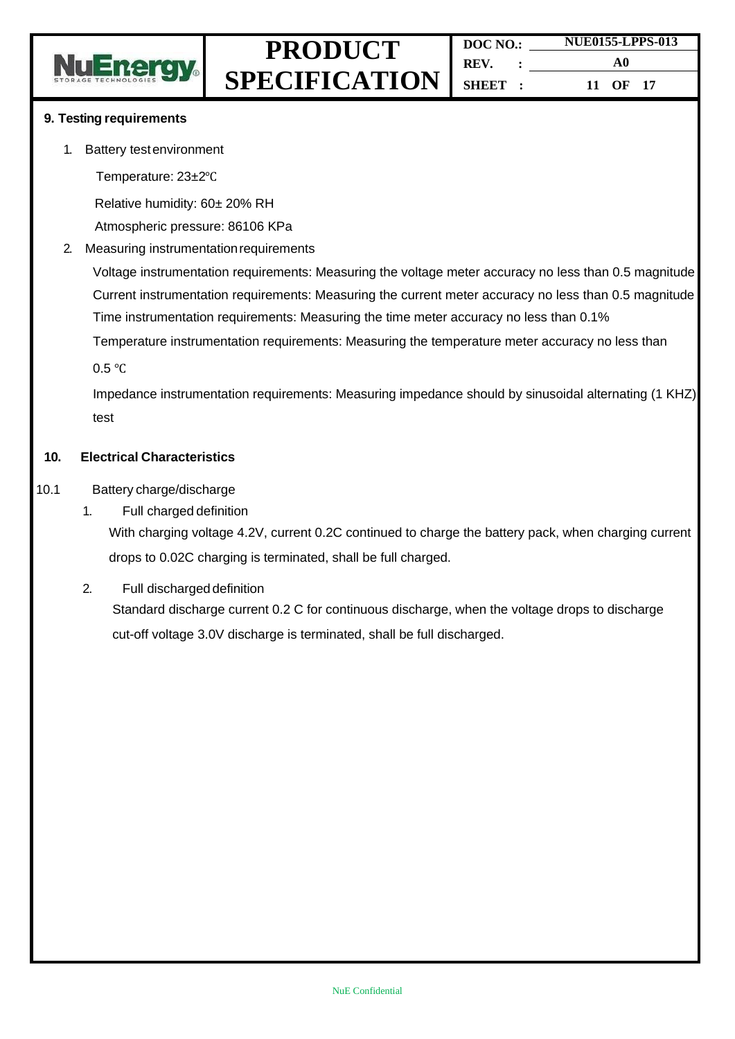## 9. Testing requirements

1. Battery test environment

   Temperature: 23±2℃

   Relative humidity: 60± 20% RH

   Atmospheric pressure: 86106 KPa

2. Measuring instrumentation requirements

   Voltage instrumentation requirements: Measuring the voltage meter accuracy no less than 0.5 magnitude

   Current instrumentation requirements: Measuring the current meter accuracy no less than 0.5 magnitude

   Time instrumentation requirements: Measuring the time meter accuracy no less than 0.1%

   Temperature instrumentation requirements: Measuring the temperature meter accuracy no less than 0.5 ℃

   Impedance instrumentation requirements: Measuring impedance should by sinusoidal alternating (1 KHZ) test

## 10. Electrical Characteristics

### 10.1 Battery charge/discharge

1. Full charged definition

   With charging voltage 4.2V, current 0.2C continued to charge the battery pack, when charging current drops to 0.02C charging is terminated, shall be full charged.

2. Full discharged definition

   Standard discharge current 0.2 C for continuous discharge, when the voltage drops to discharge cut-off voltage 3.0V discharge is terminated, shall be full discharged.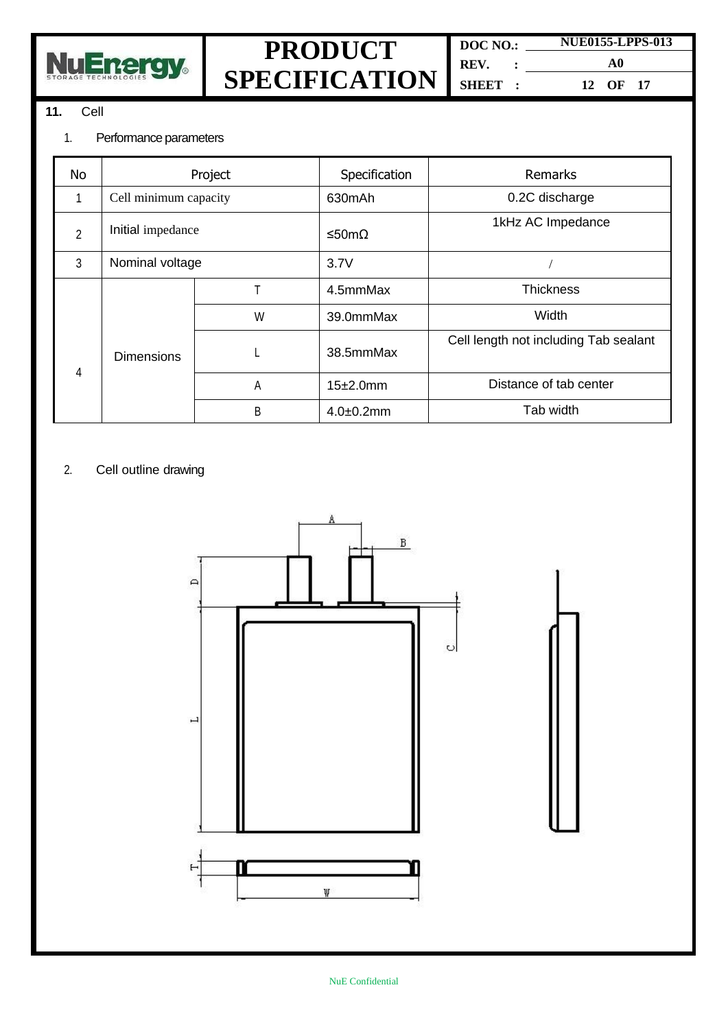## 11. Cell

### 1. Performance parameters

| No | Project | | Specification | Remarks |
|---|---|---|---|---|
| 1 | Cell minimum capacity | | 630mAh | 0.2C discharge |
| 2 | Initial impedance | | ≤50mΩ | 1kHz AC Impedance |
| 3 | Nominal voltage | | 3.7V | / |
| 4 | Dimensions | T | 4.5mmMax | Thickness |
| | | W | 39.0mmMax | Width |
| | | L | 38.5mmMax | Cell length not including Tab sealant |
| | | A | 15±2.0mm | Distance of tab center |
| | | B | 4.0±0.2mm | Tab width |

### 2. Cell outline drawing

A B D C L T W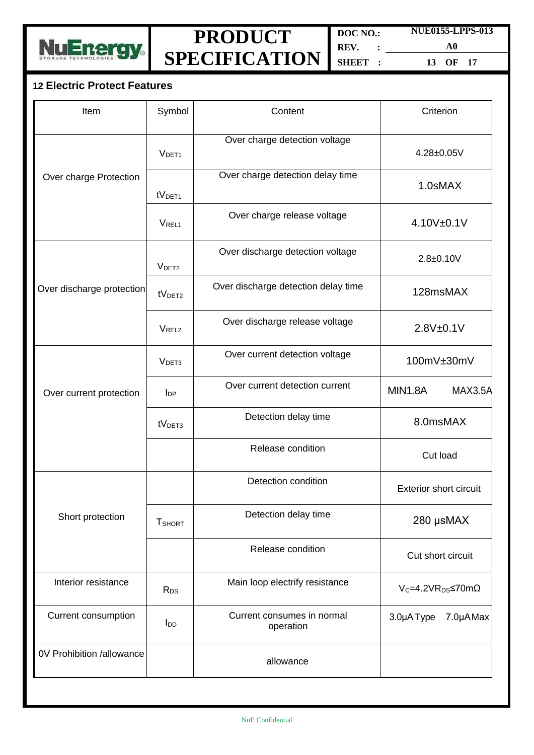## 12 Electric Protect Features

| Item | Symbol | Content | Criterion |
|---|---|---|---|
| Over charge Protection | $V_{DET1}$ | Over charge detection voltage | 4.28±0.05V |
| | $tV_{DET1}$ | Over charge detection delay time | 1.0sMAX |
| | $V_{REL1}$ | Over charge release voltage | 4.10V±0.1V |
| Over discharge protection | $V_{DET2}$ | Over discharge detection voltage | 2.8±0.10V |
| | $tV_{DET2}$ | Over discharge detection delay time | 128msMAX |
| | $V_{REL2}$ | Over discharge release voltage | 2.8V±0.1V |
| Over current protection | $V_{DET3}$ | Over current detection voltage | 100mV±30mV |
| | $I_{DP}$ | Over current detection current | MIN1.8A MAX3.5A |
| | $tV_{DET3}$ | Detection delay time | 8.0msMAX |
| | | Release condition | Cut load |
| Short protection | | Detection condition | Exterior short circuit |
| | $T_{SHORT}$ | Detection delay time | 280 μsMAX |
| | | Release condition | Cut short circuit |
| Interior resistance | $R_{DS}$ | Main loop electrify resistance | $V_C$=4.2V $R_{DS}$≤70mΩ |
| Current consumption | $I_{DD}$ | Current consumes in normal operation | 3.0μA Type 7.0μA Max |
| 0V Prohibition /allowance | | allowance | |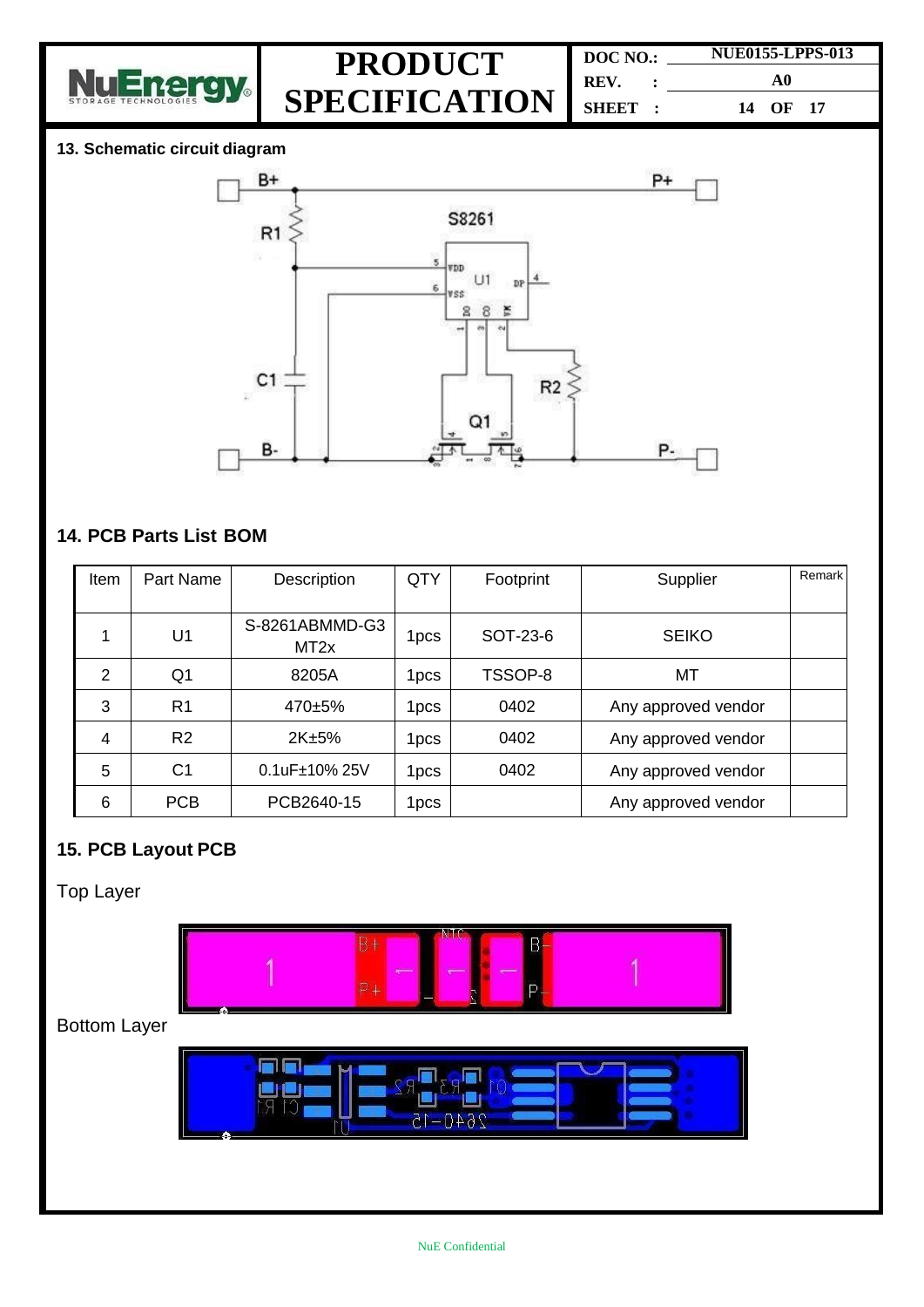## 13. Schematic circuit diagram

## 14. PCB Parts List BOM

| Item | Part Name | Description | QTY | Footprint | Supplier | Remark |
|---|---|---|---|---|---|---|
| 1 | U1 | S-8261ABMMD-G3 MT2x | 1pcs | SOT-23-6 | SEIKO | |
| 2 | Q1 | 8205A | 1pcs | TSSOP-8 | MT | |
| 3 | R1 | 470±5% | 1pcs | 0402 | Any approved vendor | |
| 4 | R2 | 2K±5% | 1pcs | 0402 | Any approved vendor | |
| 5 | C1 | 0.1uF±10% 25V | 1pcs | 0402 | Any approved vendor | |
| 6 | PCB | PCB2640-15 | 1pcs | | Any approved vendor | |

## 15. PCB Layout PCB

Top Layer

Bottom Layer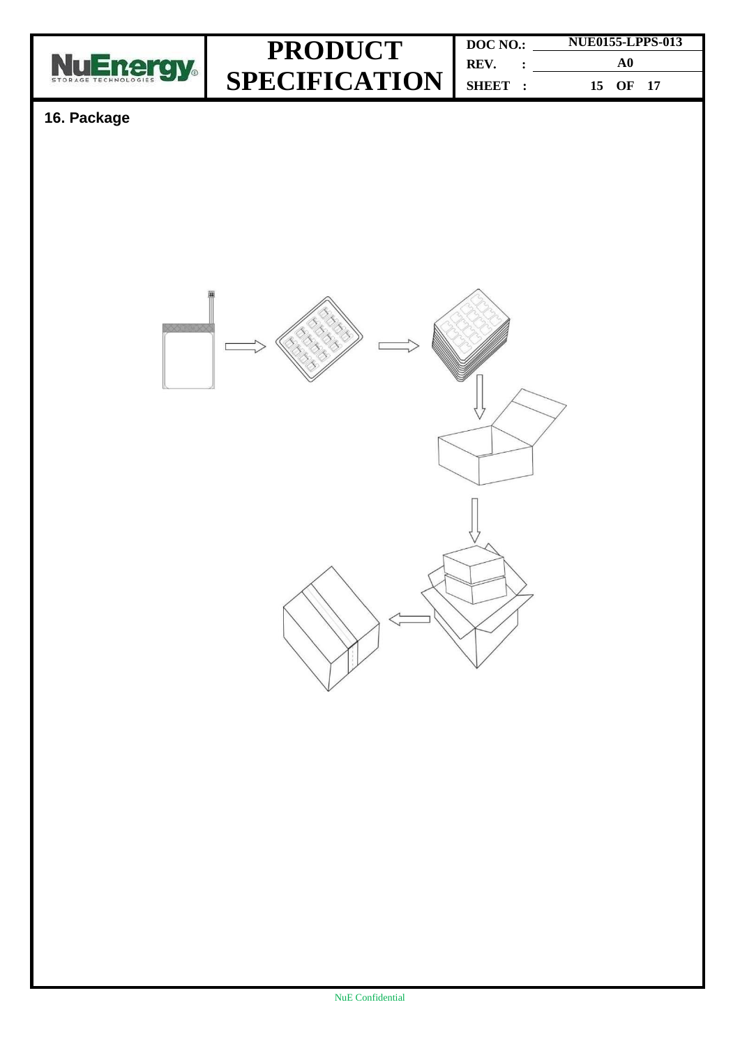## 16. Package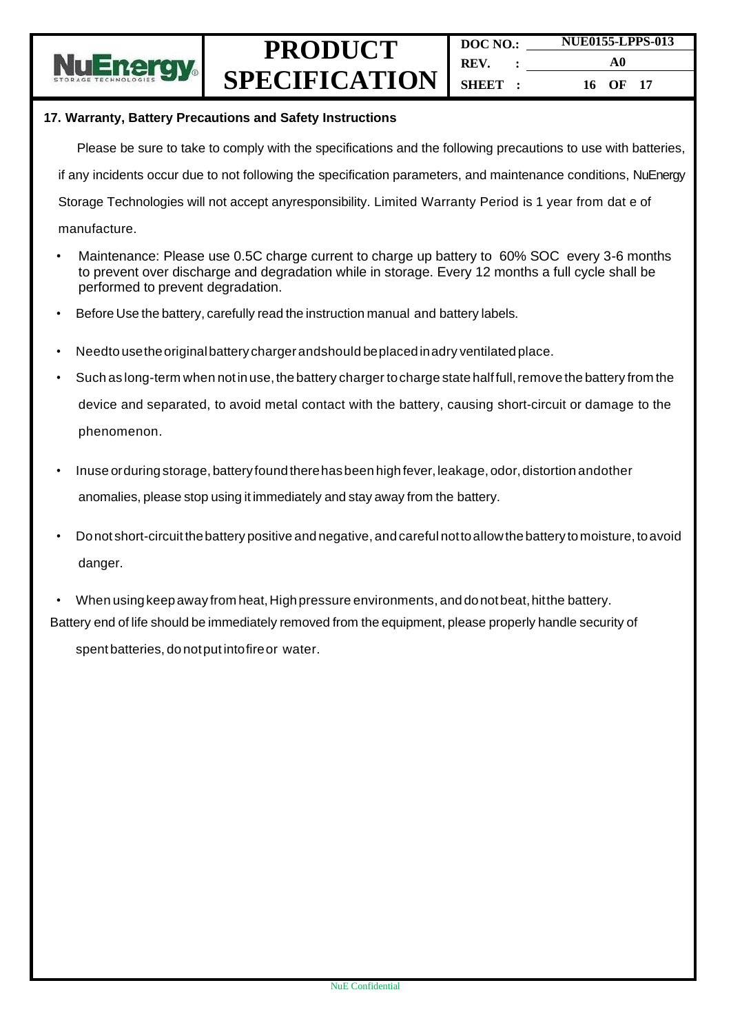## 17. Warranty, Battery Precautions and Safety Instructions

Please be sure to take to comply with the specifications and the following precautions to use with batteries, if any incidents occur due to not following the specification parameters, and maintenance conditions, NuEnergy Storage Technologies will not accept anyresponsibility. Limited Warranty Period is 1 year from dat e of manufacture.

- Maintenance: Please use 0.5C charge current to charge up battery to 60% SOC every 3-6 months to prevent over discharge and degradation while in storage. Every 12 months a full cycle shall be performed to prevent degradation.
- Before Use the battery, carefully read the instruction manual and battery labels.
- Needto usethe original battery charger andshould be placed in adry ventilated place.
- Such as long-term when not in use, the battery charger to charge state half full, remove the battery from the device and separated, to avoid metal contact with the battery, causing short-circuit or damage to the phenomenon.
- Inuse orduring storage, battery found there has been high fever, leakage, odor, distortion andother anomalies, please stop using it immediately and stay away from the battery.
- Do not short-circuit the battery positive and negative, and careful nottoallowthe battery to moisture, to avoid danger.
- When using keep away from heat, High pressure environments, and do not beat, hitthe battery.

Battery end of life should be immediately removed from the equipment, please properly handle security of spent batteries, do not put intofire or water.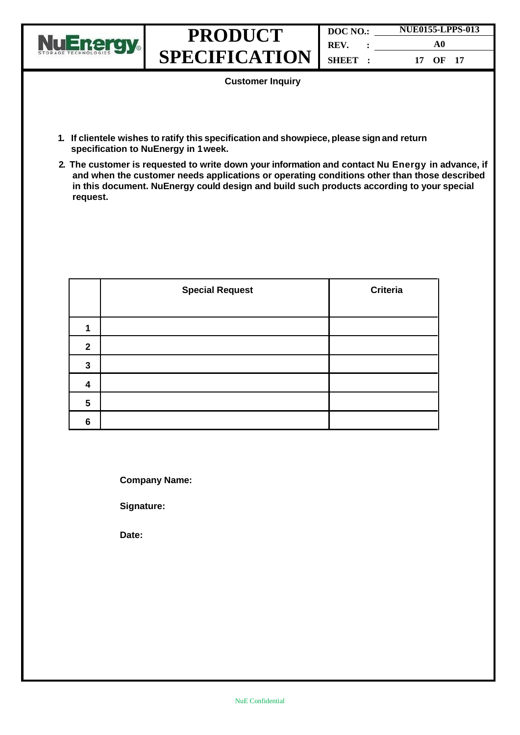## Customer Inquiry

1. **If clientele wishes to ratify this specification and showpiece, please sign and return specification to NuEnergy in 1 week.**
2. **The customer is requested to write down your information and contact Nu Energy in advance, if and when the customer needs applications or operating conditions other than those described in this document. NuEnergy could design and build such products according to your special request.**

| | Special Request | Criteria |
|---|---|---|
| 1 | | |
| 2 | | |
| 3 | | |
| 4 | | |
| 5 | | |
| 6 | | |

**Company Name:**

**Signature:**

**Date:**